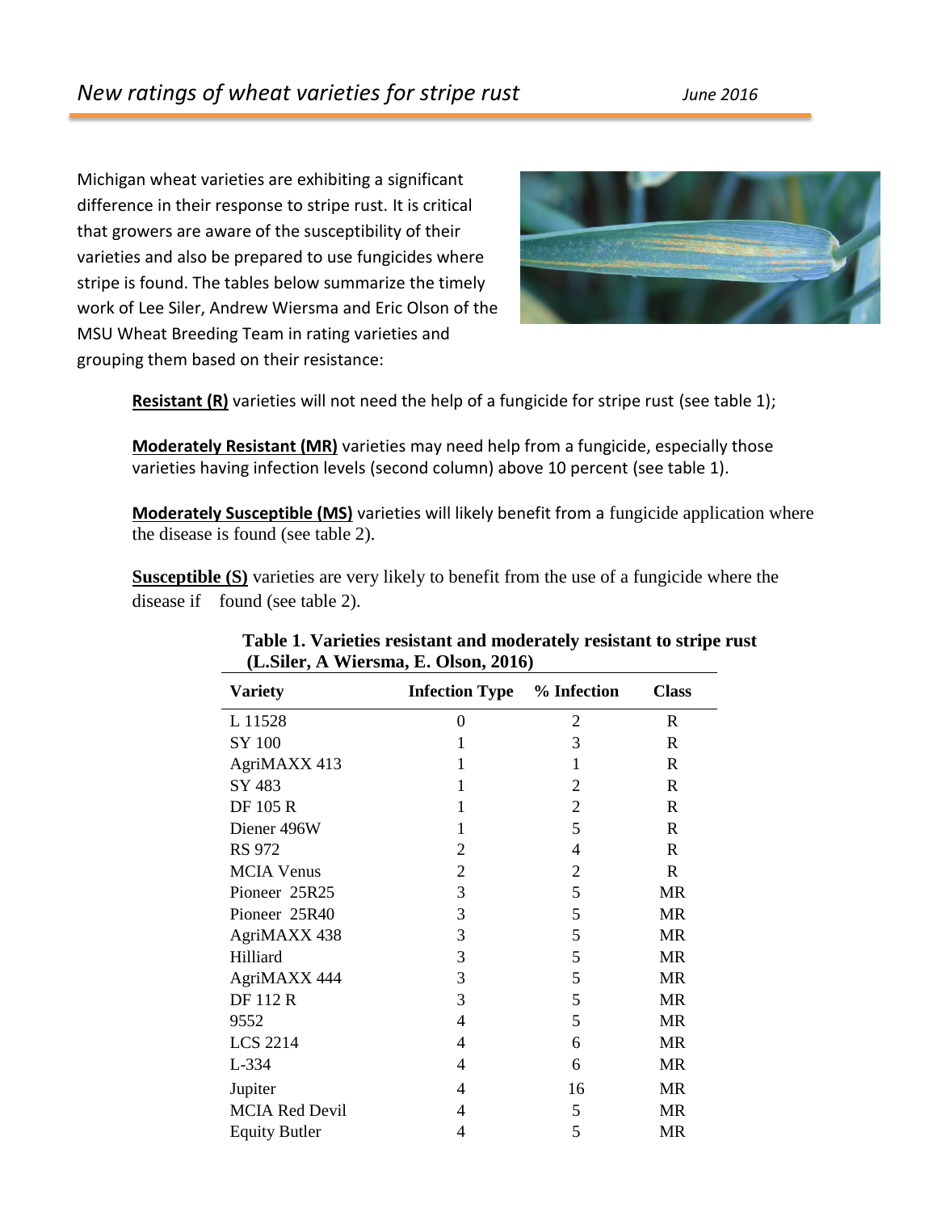# *New ratings of wheat varieties for stripe rust*

*June 2016*

Michigan wheat varieties are exhibiting a significant difference in their response to stripe rust. It is critical that growers are aware of the susceptibility of their varieties and also be prepared to use fungicides where stripe is found. The tables below summarize the timely work of Lee Siler, Andrew Wiersma and Eric Olson of the MSU Wheat Breeding Team in rating varieties and grouping them based on their resistance:

**Resistant (R)** varieties will not need the help of a fungicide for stripe rust (see table 1);

**Moderately Resistant (MR)** varieties may need help from a fungicide, especially those varieties having infection levels (second column) above 10 percent (see table 1).

**Moderately Susceptible (MS)** varieties will likely benefit from a fungicide application where the disease is found (see table 2).

**Susceptible (S)** varieties are very likely to benefit from the use of a fungicide where the disease if found (see table 2).

**Table 1. Varieties resistant and moderately resistant to stripe rust (L.Siler, A Wiersma, E. Olson, 2016)**

| Variety | Infection Type | % Infection | Class |
|---|---|---|---|
| L 11528 | 0 | 2 | R |
| SY 100 | 1 | 3 | R |
| AgriMAXX 413 | 1 | 1 | R |
| SY 483 | 1 | 2 | R |
| DF 105 R | 1 | 2 | R |
| Diener 496W | 1 | 5 | R |
| RS 972 | 2 | 4 | R |
| MCIA Venus | 2 | 2 | R |
| Pioneer 25R25 | 3 | 5 | MR |
| Pioneer 25R40 | 3 | 5 | MR |
| AgriMAXX 438 | 3 | 5 | MR |
| Hilliard | 3 | 5 | MR |
| AgriMAXX 444 | 3 | 5 | MR |
| DF 112 R | 3 | 5 | MR |
| 9552 | 4 | 5 | MR |
| LCS 2214 | 4 | 6 | MR |
| L-334 | 4 | 6 | MR |
| Jupiter | 4 | 16 | MR |
| MCIA Red Devil | 4 | 5 | MR |
| Equity Butler | 4 | 5 | MR |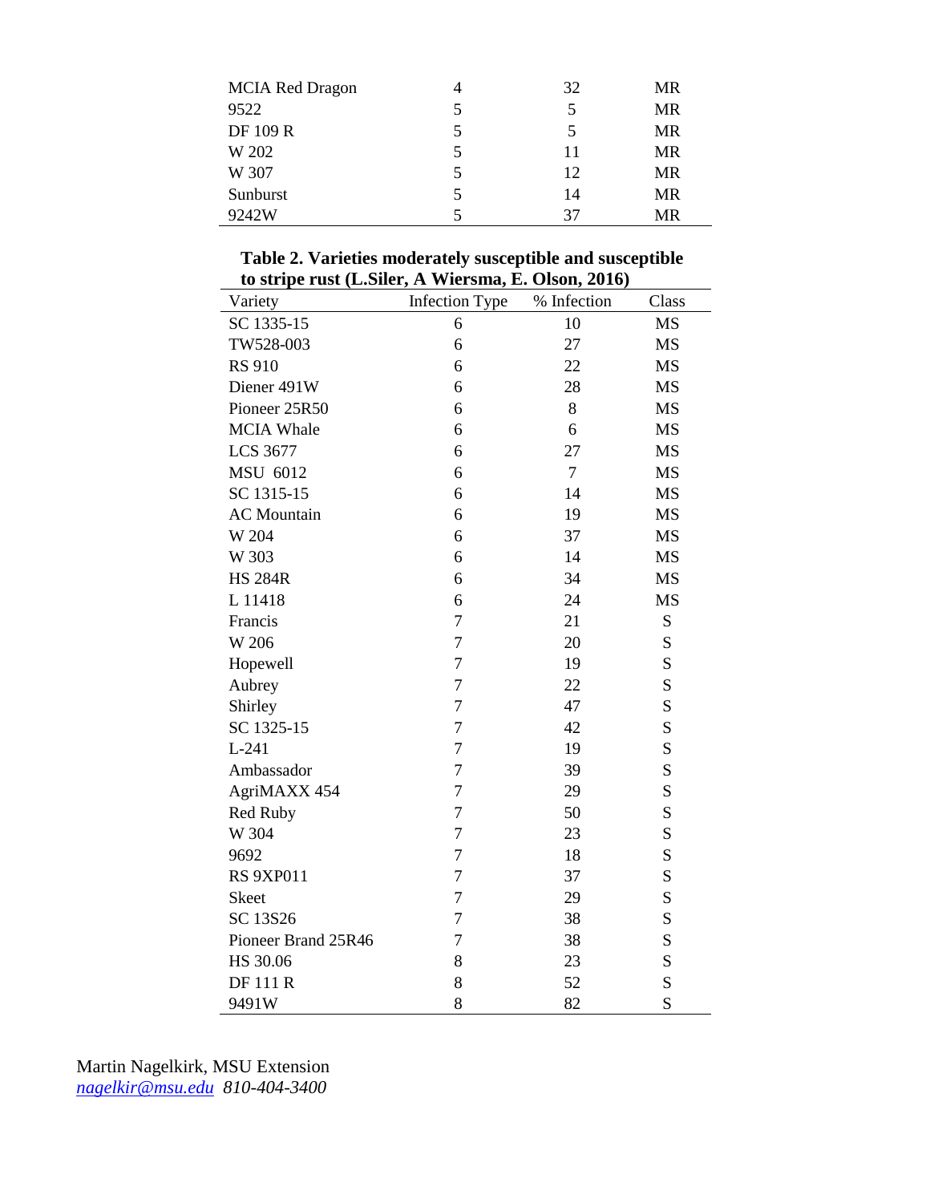| | | | |
|---|---|---|---|
| MCIA Red Dragon | 4 | 32 | MR |
| 9522 | 5 | 5 | MR |
| DF 109 R | 5 | 5 | MR |
| W 202 | 5 | 11 | MR |
| W 307 | 5 | 12 | MR |
| Sunburst | 5 | 14 | MR |
| 9242W | 5 | 37 | MR |

**Table 2. Varieties moderately susceptible and susceptible to stripe rust (L.Siler, A Wiersma, E. Olson, 2016)**

| Variety | Infection Type | % Infection | Class |
|---|---|---|---|
| SC 1335-15 | 6 | 10 | MS |
| TW528-003 | 6 | 27 | MS |
| RS 910 | 6 | 22 | MS |
| Diener 491W | 6 | 28 | MS |
| Pioneer 25R50 | 6 | 8 | MS |
| MCIA Whale | 6 | 6 | MS |
| LCS 3677 | 6 | 27 | MS |
| MSU 6012 | 6 | 7 | MS |
| SC 1315-15 | 6 | 14 | MS |
| AC Mountain | 6 | 19 | MS |
| W 204 | 6 | 37 | MS |
| W 303 | 6 | 14 | MS |
| HS 284R | 6 | 34 | MS |
| L 11418 | 6 | 24 | MS |
| Francis | 7 | 21 | S |
| W 206 | 7 | 20 | S |
| Hopewell | 7 | 19 | S |
| Aubrey | 7 | 22 | S |
| Shirley | 7 | 47 | S |
| SC 1325-15 | 7 | 42 | S |
| L-241 | 7 | 19 | S |
| Ambassador | 7 | 39 | S |
| AgriMAXX 454 | 7 | 29 | S |
| Red Ruby | 7 | 50 | S |
| W 304 | 7 | 23 | S |
| 9692 | 7 | 18 | S |
| RS 9XP011 | 7 | 37 | S |
| Skeet | 7 | 29 | S |
| SC 13S26 | 7 | 38 | S |
| Pioneer Brand 25R46 | 7 | 38 | S |
| HS 30.06 | 8 | 23 | S |
| DF 111 R | 8 | 52 | S |
| 9491W | 8 | 82 | S |

Martin Nagelkirk, MSU Extension
*nagelkir@msu.edu 810-404-3400*